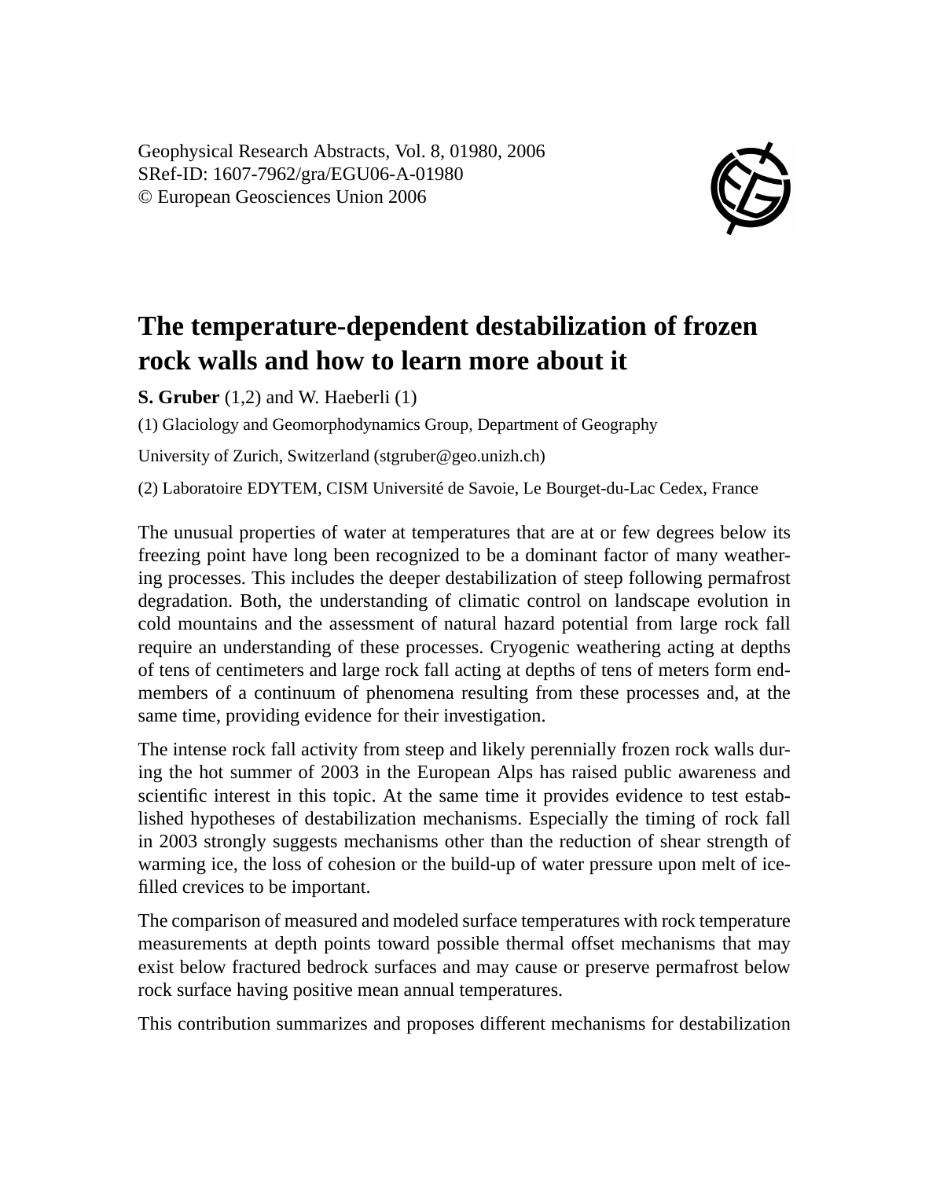Geophysical Research Abstracts, Vol. 8, 01980, 2006
SRef-ID: 1607-7962/gra/EGU06-A-01980
© European Geosciences Union 2006

# The temperature-dependent destabilization of frozen rock walls and how to learn more about it

**S. Gruber** (1,2) and W. Haeberli (1)

(1) Glaciology and Geomorphodynamics Group, Department of Geography

University of Zurich, Switzerland (stgruber@geo.unizh.ch)

(2) Laboratoire EDYTEM, CISM Université de Savoie, Le Bourget-du-Lac Cedex, France

The unusual properties of water at temperatures that are at or few degrees below its freezing point have long been recognized to be a dominant factor of many weathering processes. This includes the deeper destabilization of steep following permafrost degradation. Both, the understanding of climatic control on landscape evolution in cold mountains and the assessment of natural hazard potential from large rock fall require an understanding of these processes. Cryogenic weathering acting at depths of tens of centimeters and large rock fall acting at depths of tens of meters form end-members of a continuum of phenomena resulting from these processes and, at the same time, providing evidence for their investigation.

The intense rock fall activity from steep and likely perennially frozen rock walls during the hot summer of 2003 in the European Alps has raised public awareness and scientific interest in this topic. At the same time it provides evidence to test established hypotheses of destabilization mechanisms. Especially the timing of rock fall in 2003 strongly suggests mechanisms other than the reduction of shear strength of warming ice, the loss of cohesion or the build-up of water pressure upon melt of ice-filled crevices to be important.

The comparison of measured and modeled surface temperatures with rock temperature measurements at depth points toward possible thermal offset mechanisms that may exist below fractured bedrock surfaces and may cause or preserve permafrost below rock surface having positive mean annual temperatures.

This contribution summarizes and proposes different mechanisms for destabilization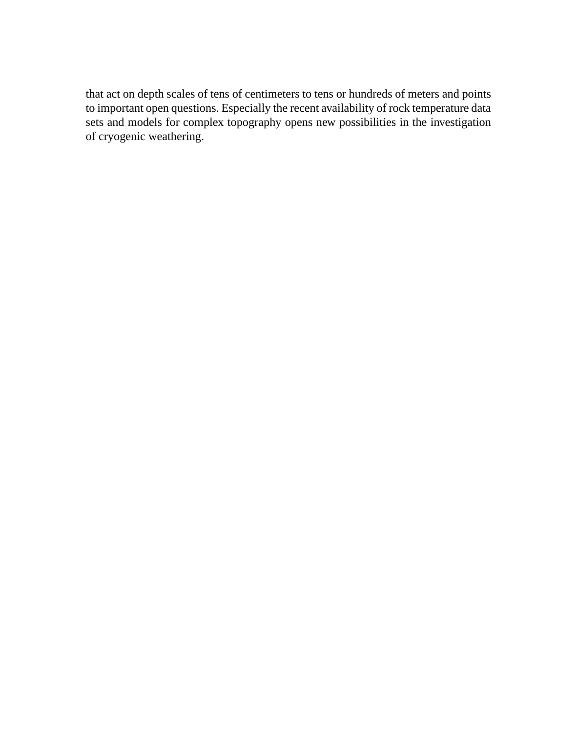that act on depth scales of tens of centimeters to tens or hundreds of meters and points to important open questions. Especially the recent availability of rock temperature data sets and models for complex topography opens new possibilities in the investigation of cryogenic weathering.